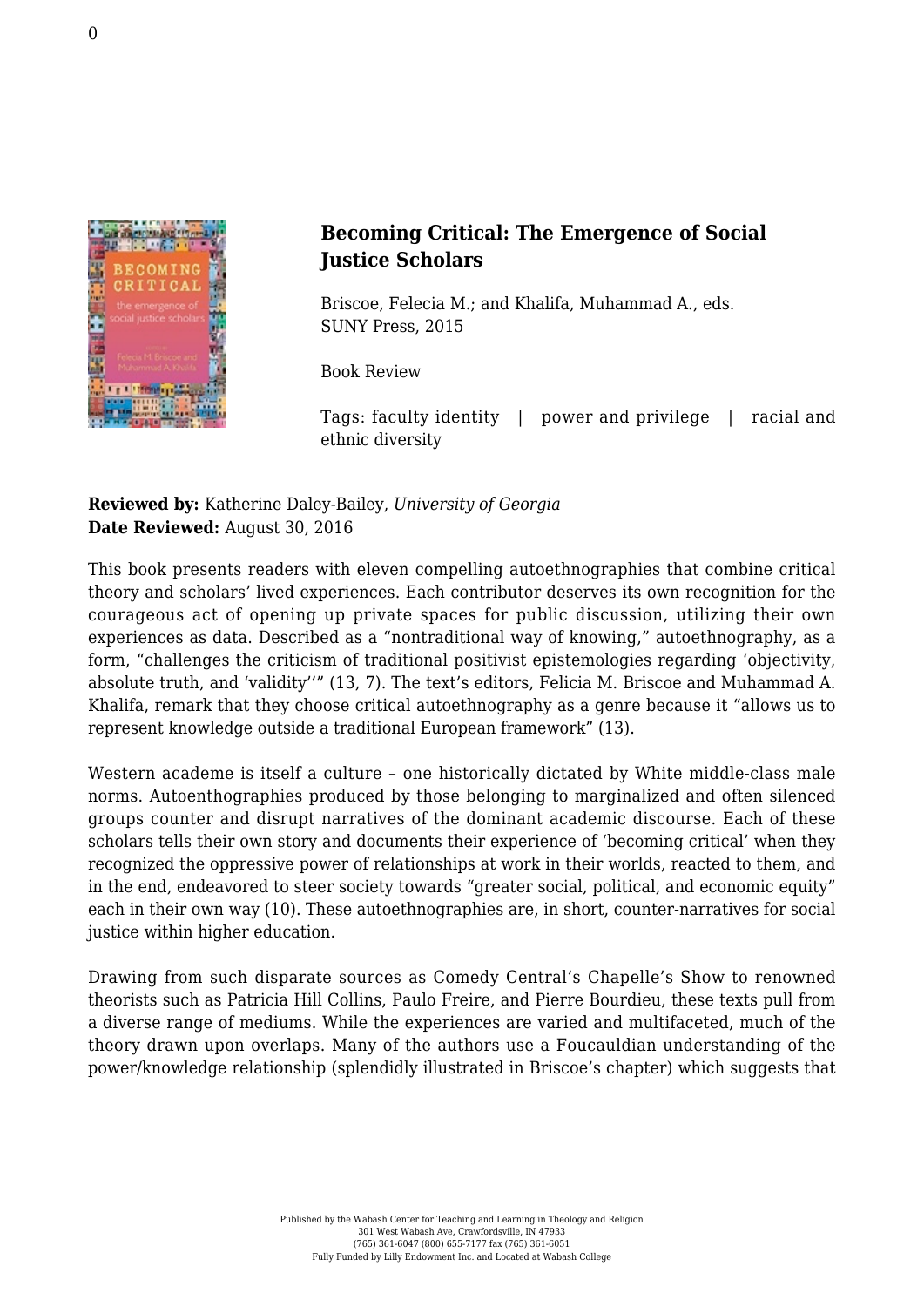## Becoming Critical: The Emergence of Social Justice Scholars

Briscoe, Felecia M.; and Khalifa, Muhammad A., eds.
SUNY Press, 2015

Book Review

Tags: faculty identity | power and privilege | racial and ethnic diversity

**Reviewed by:** Katherine Daley-Bailey, *University of Georgia*
**Date Reviewed:** August 30, 2016

This book presents readers with eleven compelling autoethnographies that combine critical theory and scholars' lived experiences. Each contributor deserves its own recognition for the courageous act of opening up private spaces for public discussion, utilizing their own experiences as data. Described as a "nontraditional way of knowing," autoethnography, as a form, "challenges the criticism of traditional positivist epistemologies regarding 'objectivity, absolute truth, and 'validity''" (13, 7). The text's editors, Felicia M. Briscoe and Muhammad A. Khalifa, remark that they choose critical autoethnography as a genre because it "allows us to represent knowledge outside a traditional European framework" (13).

Western academe is itself a culture – one historically dictated by White middle-class male norms. Autoenthographies produced by those belonging to marginalized and often silenced groups counter and disrupt narratives of the dominant academic discourse. Each of these scholars tells their own story and documents their experience of 'becoming critical' when they recognized the oppressive power of relationships at work in their worlds, reacted to them, and in the end, endeavored to steer society towards "greater social, political, and economic equity" each in their own way (10). These autoethnographies are, in short, counter-narratives for social justice within higher education.

Drawing from such disparate sources as Comedy Central's Chapelle's Show to renowned theorists such as Patricia Hill Collins, Paulo Freire, and Pierre Bourdieu, these texts pull from a diverse range of mediums. While the experiences are varied and multifaceted, much of the theory drawn upon overlaps. Many of the authors use a Foucauldian understanding of the power/knowledge relationship (splendidly illustrated in Briscoe's chapter) which suggests that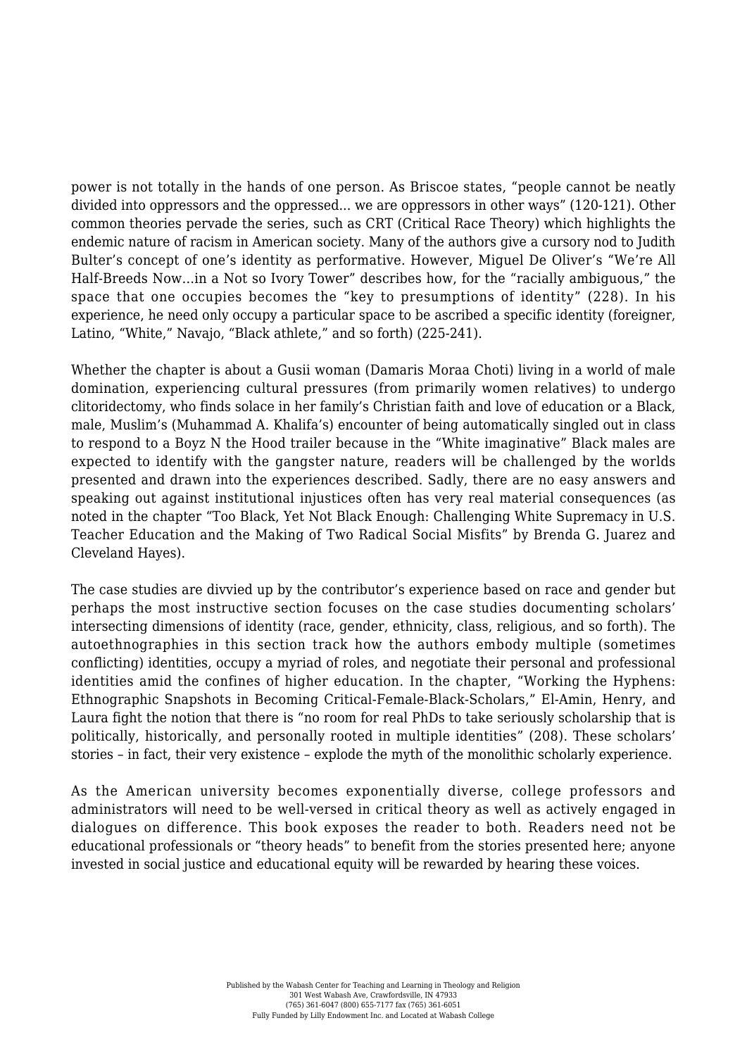power is not totally in the hands of one person. As Briscoe states, "people cannot be neatly divided into oppressors and the oppressed... we are oppressors in other ways" (120-121). Other common theories pervade the series, such as CRT (Critical Race Theory) which highlights the endemic nature of racism in American society. Many of the authors give a cursory nod to Judith Bulter's concept of one's identity as performative. However, Miguel De Oliver's "We're All Half-Breeds Now…in a Not so Ivory Tower" describes how, for the "racially ambiguous," the space that one occupies becomes the "key to presumptions of identity" (228). In his experience, he need only occupy a particular space to be ascribed a specific identity (foreigner, Latino, "White," Navajo, "Black athlete," and so forth) (225-241).

Whether the chapter is about a Gusii woman (Damaris Moraa Choti) living in a world of male domination, experiencing cultural pressures (from primarily women relatives) to undergo clitoridectomy, who finds solace in her family's Christian faith and love of education or a Black, male, Muslim's (Muhammad A. Khalifa's) encounter of being automatically singled out in class to respond to a Boyz N the Hood trailer because in the "White imaginative" Black males are expected to identify with the gangster nature, readers will be challenged by the worlds presented and drawn into the experiences described. Sadly, there are no easy answers and speaking out against institutional injustices often has very real material consequences (as noted in the chapter "Too Black, Yet Not Black Enough: Challenging White Supremacy in U.S. Teacher Education and the Making of Two Radical Social Misfits" by Brenda G. Juarez and Cleveland Hayes).

The case studies are divvied up by the contributor's experience based on race and gender but perhaps the most instructive section focuses on the case studies documenting scholars' intersecting dimensions of identity (race, gender, ethnicity, class, religious, and so forth). The autoethnographies in this section track how the authors embody multiple (sometimes conflicting) identities, occupy a myriad of roles, and negotiate their personal and professional identities amid the confines of higher education. In the chapter, "Working the Hyphens: Ethnographic Snapshots in Becoming Critical-Female-Black-Scholars," El-Amin, Henry, and Laura fight the notion that there is "no room for real PhDs to take seriously scholarship that is politically, historically, and personally rooted in multiple identities" (208). These scholars' stories – in fact, their very existence – explode the myth of the monolithic scholarly experience.

As the American university becomes exponentially diverse, college professors and administrators will need to be well-versed in critical theory as well as actively engaged in dialogues on difference. This book exposes the reader to both. Readers need not be educational professionals or "theory heads" to benefit from the stories presented here; anyone invested in social justice and educational equity will be rewarded by hearing these voices.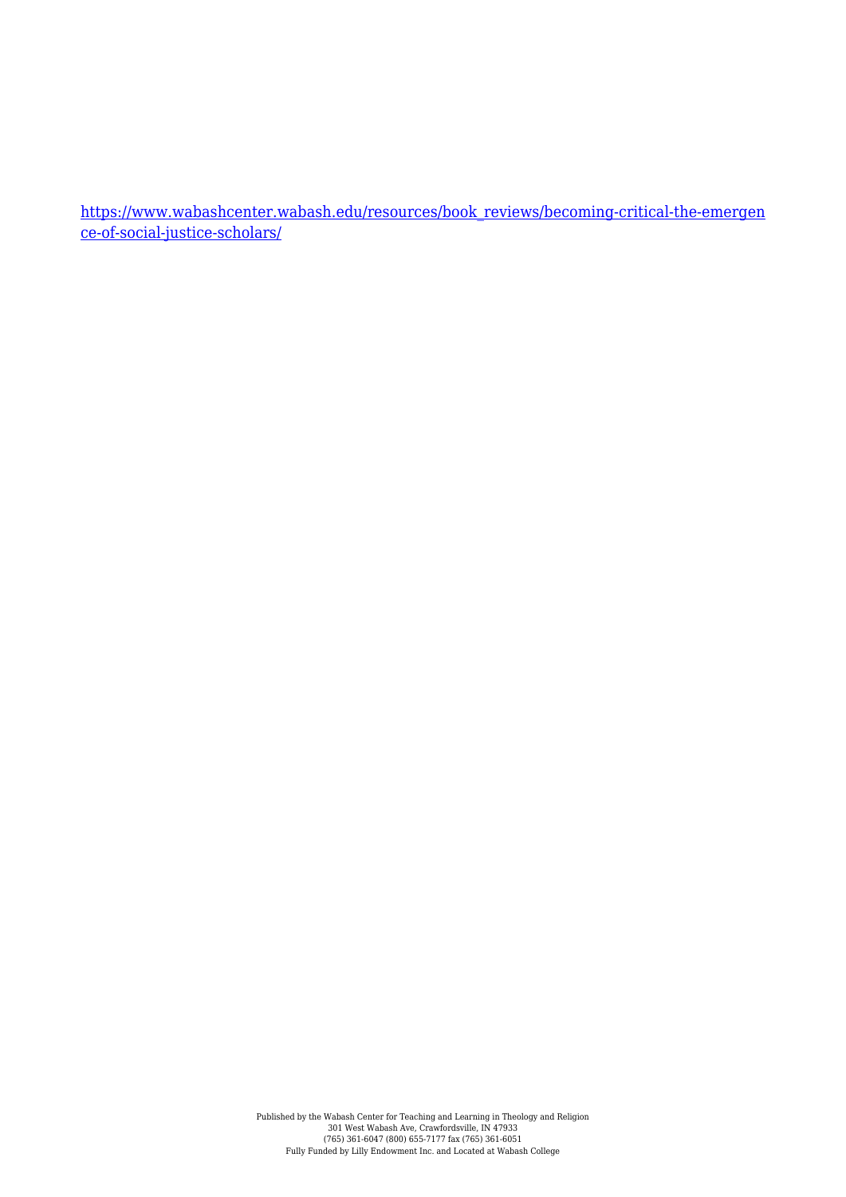https://www.wabashcenter.wabash.edu/resources/book_reviews/becoming-critical-the-emergence-of-social-justice-scholars/